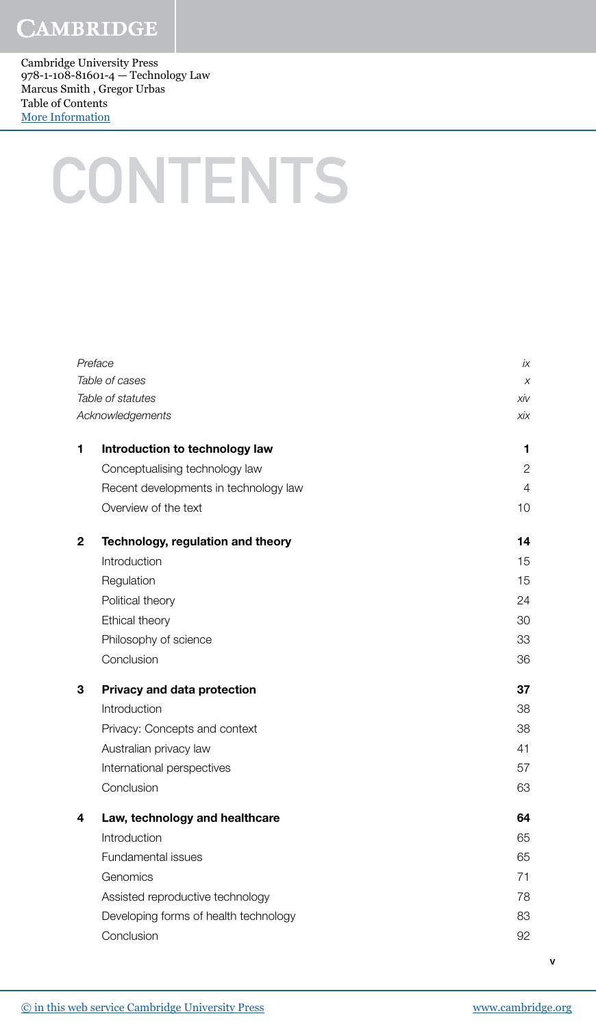Cambridge University Press
978-1-108-81601-4 — Technology Law
Marcus Smith , Gregor Urbas
Table of Contents
More Information

# CONTENTS

| | | |
|---|---|---|
| | *Preface* | *ix* |
| | *Table of cases* | *x* |
| | *Table of statutes* | *xiv* |
| | *Acknowledgements* | *xix* |
| **1** | **Introduction to technology law** | **1** |
| | Conceptualising technology law | 2 |
| | Recent developments in technology law | 4 |
| | Overview of the text | 10 |
| **2** | **Technology, regulation and theory** | **14** |
| | Introduction | 15 |
| | Regulation | 15 |
| | Political theory | 24 |
| | Ethical theory | 30 |
| | Philosophy of science | 33 |
| | Conclusion | 36 |
| **3** | **Privacy and data protection** | **37** |
| | Introduction | 38 |
| | Privacy: Concepts and context | 38 |
| | Australian privacy law | 41 |
| | International perspectives | 57 |
| | Conclusion | 63 |
| **4** | **Law, technology and healthcare** | **64** |
| | Introduction | 65 |
| | Fundamental issues | 65 |
| | Genomics | 71 |
| | Assisted reproductive technology | 78 |
| | Developing forms of health technology | 83 |
| | Conclusion | 92 |

© in this web service Cambridge University Press www.cambridge.org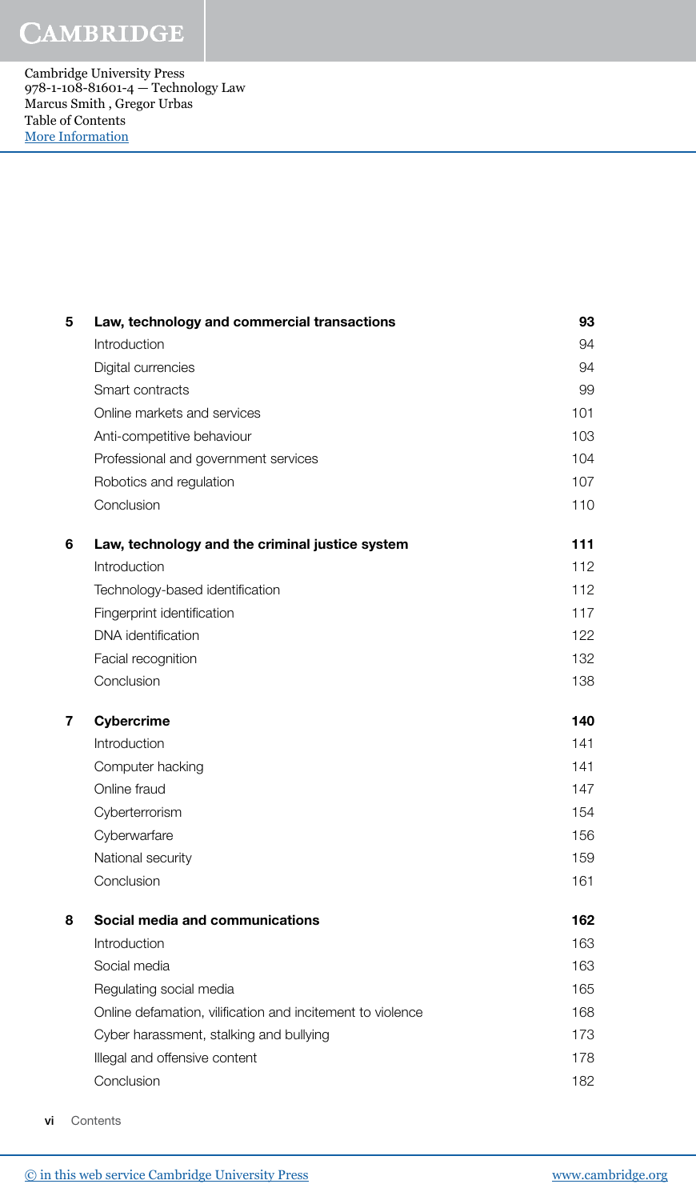| | | |
|---|---|---|
| **5** | **Law, technology and commercial transactions** | **93** |
| | Introduction | 94 |
| | Digital currencies | 94 |
| | Smart contracts | 99 |
| | Online markets and services | 101 |
| | Anti-competitive behaviour | 103 |
| | Professional and government services | 104 |
| | Robotics and regulation | 107 |
| | Conclusion | 110 |
| **6** | **Law, technology and the criminal justice system** | **111** |
| | Introduction | 112 |
| | Technology-based identification | 112 |
| | Fingerprint identification | 117 |
| | DNA identification | 122 |
| | Facial recognition | 132 |
| | Conclusion | 138 |
| **7** | **Cybercrime** | **140** |
| | Introduction | 141 |
| | Computer hacking | 141 |
| | Online fraud | 147 |
| | Cyberterrorism | 154 |
| | Cyberwarfare | 156 |
| | National security | 159 |
| | Conclusion | 161 |
| **8** | **Social media and communications** | **162** |
| | Introduction | 163 |
| | Social media | 163 |
| | Regulating social media | 165 |
| | Online defamation, vilification and incitement to violence | 168 |
| | Cyber harassment, stalking and bullying | 173 |
| | Illegal and offensive content | 178 |
| | Conclusion | 182 |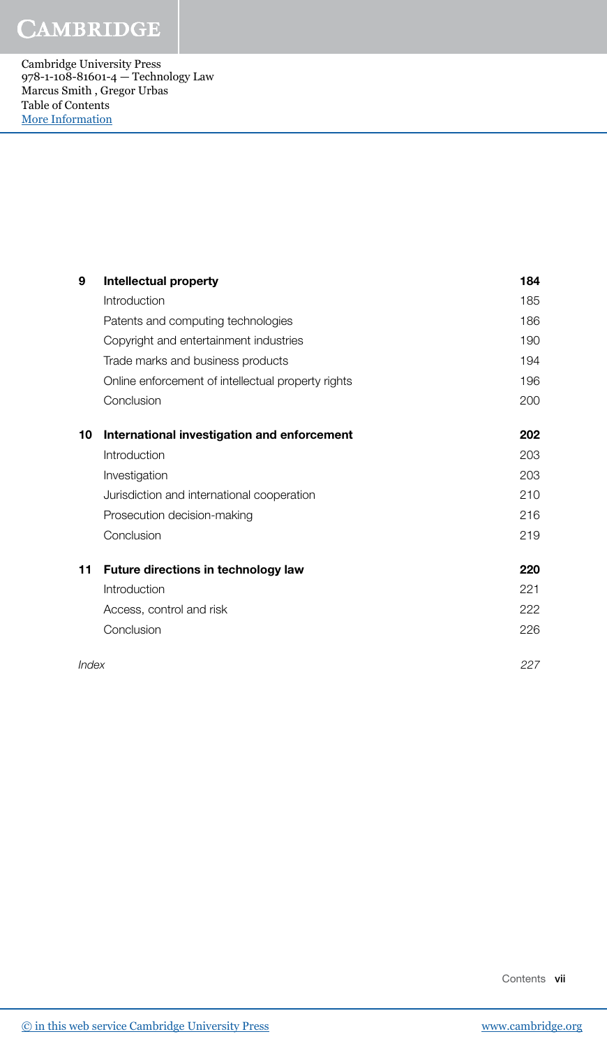| | | |
|---|---|---|
| **9** | **Intellectual property** | **184** |
| | Introduction | 185 |
| | Patents and computing technologies | 186 |
| | Copyright and entertainment industries | 190 |
| | Trade marks and business products | 194 |
| | Online enforcement of intellectual property rights | 196 |
| | Conclusion | 200 |
| **10** | **International investigation and enforcement** | **202** |
| | Introduction | 203 |
| | Investigation | 203 |
| | Jurisdiction and international cooperation | 210 |
| | Prosecution decision-making | 216 |
| | Conclusion | 219 |
| **11** | **Future directions in technology law** | **220** |
| | Introduction | 221 |
| | Access, control and risk | 222 |
| | Conclusion | 226 |
| *Index* | | *227* |